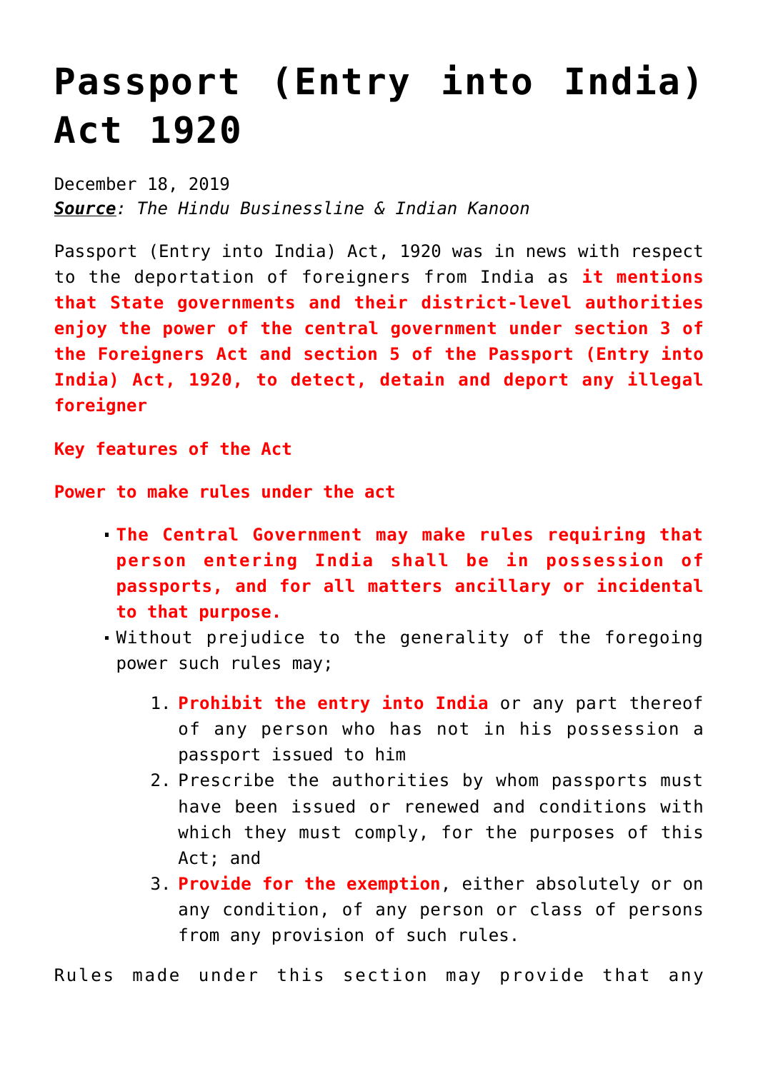# Passport (Entry into India) Act 1920

December 18, 2019
***Source**: The Hindu Businessline & Indian Kanoon*

Passport (Entry into India) Act, 1920 was in news with respect to the deportation of foreigners from India as **it mentions that State governments and their district-level authorities enjoy the power of the central government under section 3 of the Foreigners Act and section 5 of the Passport (Entry into India) Act, 1920, to detect, detain and deport any illegal foreigner**

**Key features of the Act**

**Power to make rules under the act**

- **The Central Government may make rules requiring that person entering India shall be in possession of passports, and for all matters ancillary or incidental to that purpose.**
- Without prejudice to the generality of the foregoing power such rules may;
  1. **Prohibit the entry into India** or any part thereof of any person who has not in his possession a passport issued to him
  2. Prescribe the authorities by whom passports must have been issued or renewed and conditions with which they must comply, for the purposes of this Act; and
  3. **Provide for the exemption**, either absolutely or on any condition, of any person or class of persons from any provision of such rules.

Rules made under this section may provide that any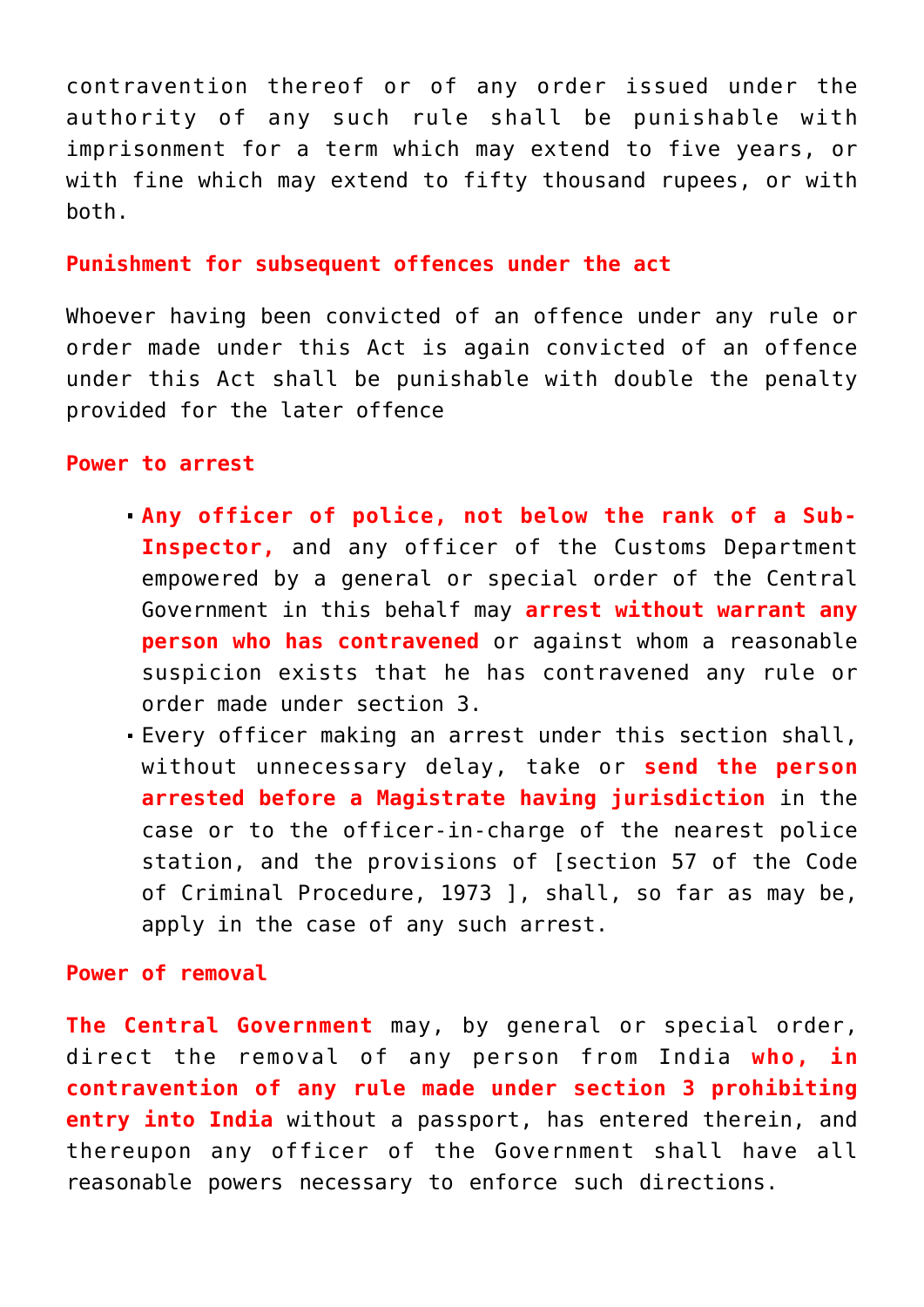contravention thereof or of any order issued under the authority of any such rule shall be punishable with imprisonment for a term which may extend to five years, or with fine which may extend to fifty thousand rupees, or with both.

### Punishment for subsequent offences under the act

Whoever having been convicted of an offence under any rule or order made under this Act is again convicted of an offence under this Act shall be punishable with double the penalty provided for the later offence

### Power to arrest

- **Any officer of police, not below the rank of a Sub-Inspector,** and any officer of the Customs Department empowered by a general or special order of the Central Government in this behalf may **arrest without warrant any person who has contravened** or against whom a reasonable suspicion exists that he has contravened any rule or order made under section 3.
- Every officer making an arrest under this section shall, without unnecessary delay, take or **send the person arrested before a Magistrate having jurisdiction** in the case or to the officer-in-charge of the nearest police station, and the provisions of [section 57 of the Code of Criminal Procedure, 1973 ], shall, so far as may be, apply in the case of any such arrest.

### Power of removal

**The Central Government** may, by general or special order, direct the removal of any person from India **who, in contravention of any rule made under section 3 prohibiting entry into India** without a passport, has entered therein, and thereupon any officer of the Government shall have all reasonable powers necessary to enforce such directions.